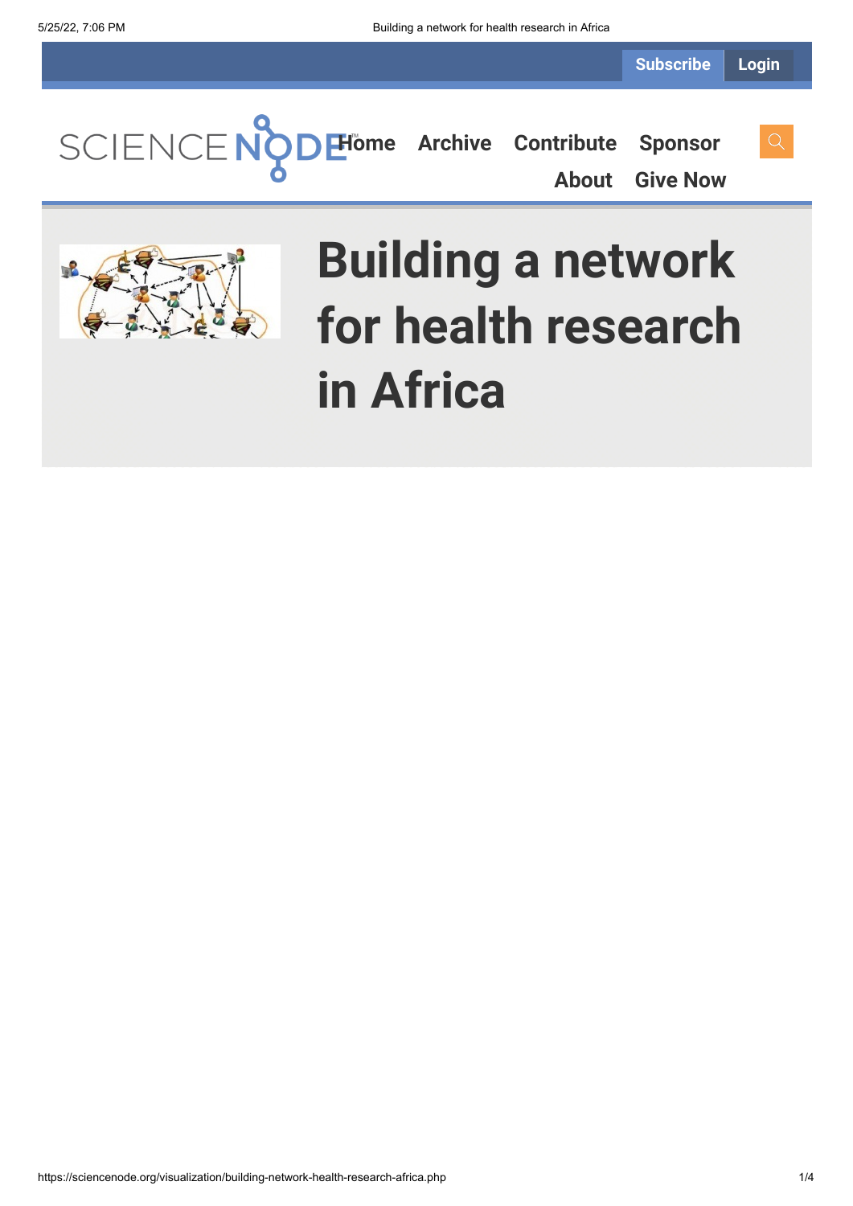Subscribe Login

Home Archive Contribute Sponsor About Give Now

# Building a network for health research in Africa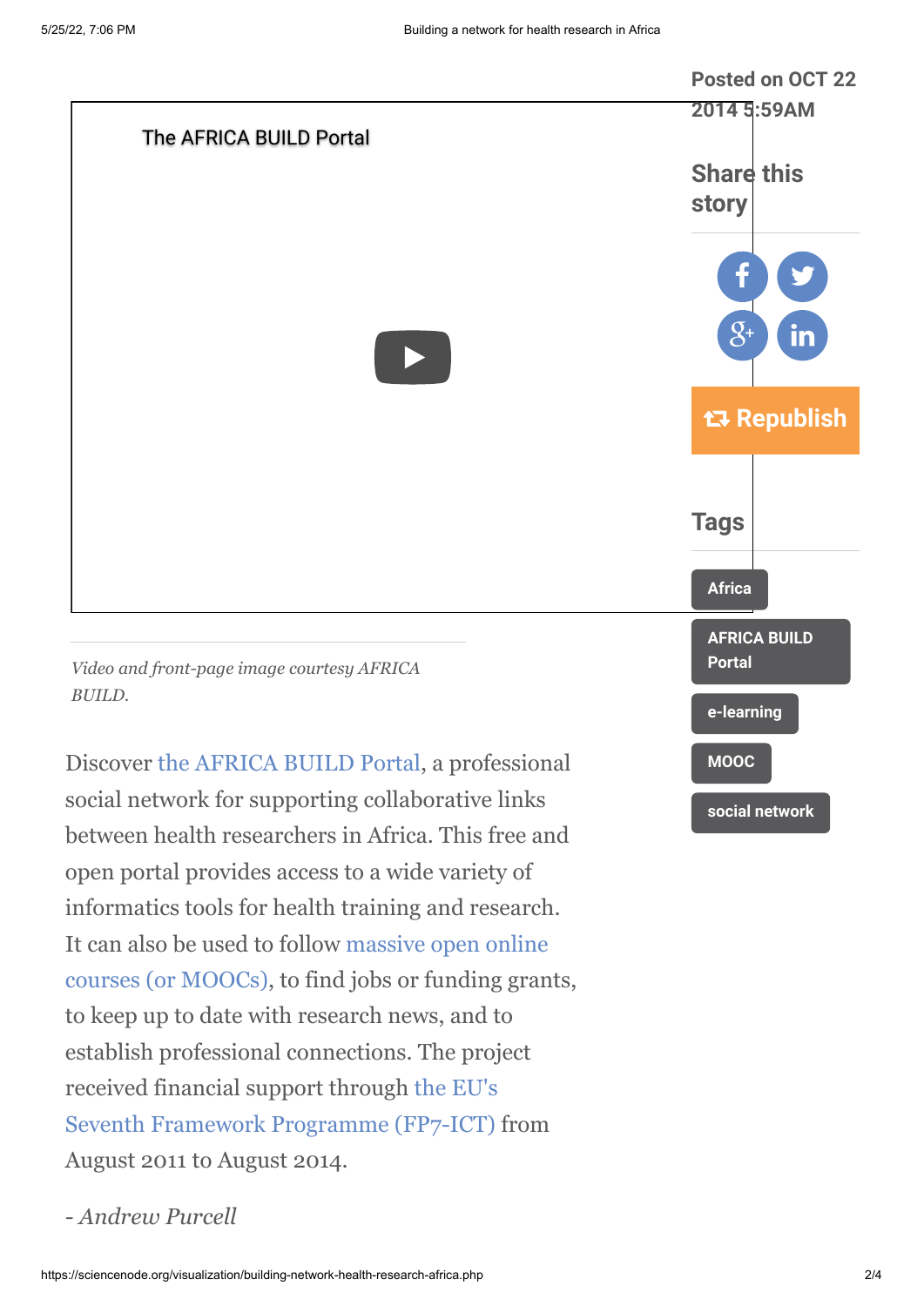The AFRICA BUILD Portal

Posted on OCT 22 2014 5:59AM

Share this story

Republish

Tags

Africa

AFRICA BUILD Portal

e-learning

MOOC

social network

*Video and front-page image courtesy AFRICA BUILD.*

Discover the AFRICA BUILD Portal, a professional social network for supporting collaborative links between health researchers in Africa. This free and open portal provides access to a wide variety of informatics tools for health training and research. It can also be used to follow massive open online courses (or MOOCs), to find jobs or funding grants, to keep up to date with research news, and to establish professional connections. The project received financial support through the EU's Seventh Framework Programme (FP7-ICT) from August 2011 to August 2014.

*- Andrew Purcell*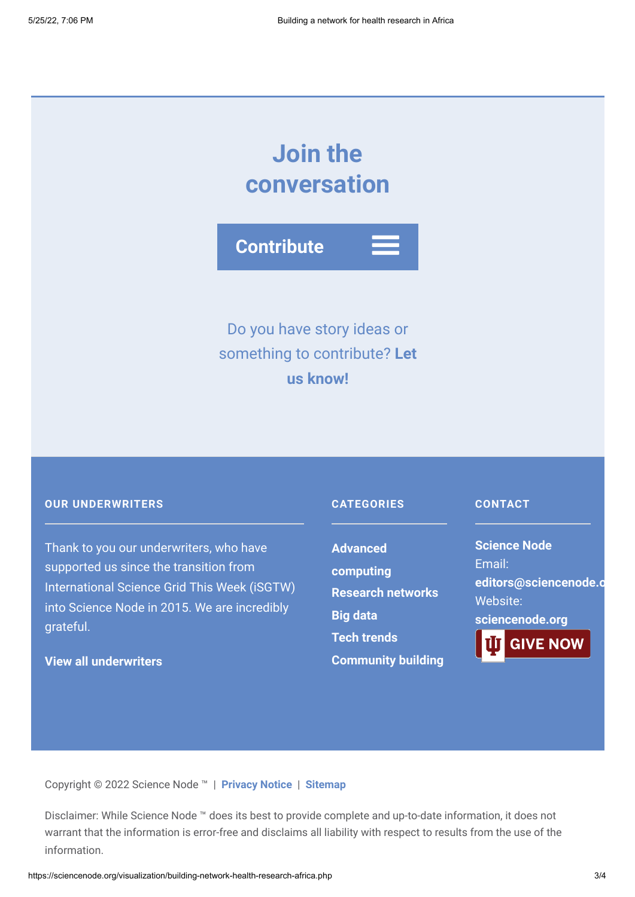## Join the conversation

**Contribute**

Do you have story ideas or something to contribute? **Let us know!**

### OUR UNDERWRITERS

Thank to you our underwriters, who have supported us since the transition from International Science Grid This Week (iSGTW) into Science Node in 2015. We are incredibly grateful.

**View all underwriters**

### CATEGORIES

- **Advanced computing**
- **Research networks**
- **Big data**
- **Tech trends**
- **Community building**

### CONTACT

**Science Node**

Email:

**editors@sciencenode.o**

Website:

**sciencenode.org**

GIVE NOW

Copyright © 2022 Science Node ™ | **Privacy Notice** | **Sitemap**

Disclaimer: While Science Node ™ does its best to provide complete and up-to-date information, it does not warrant that the information is error-free and disclaims all liability with respect to results from the use of the information.